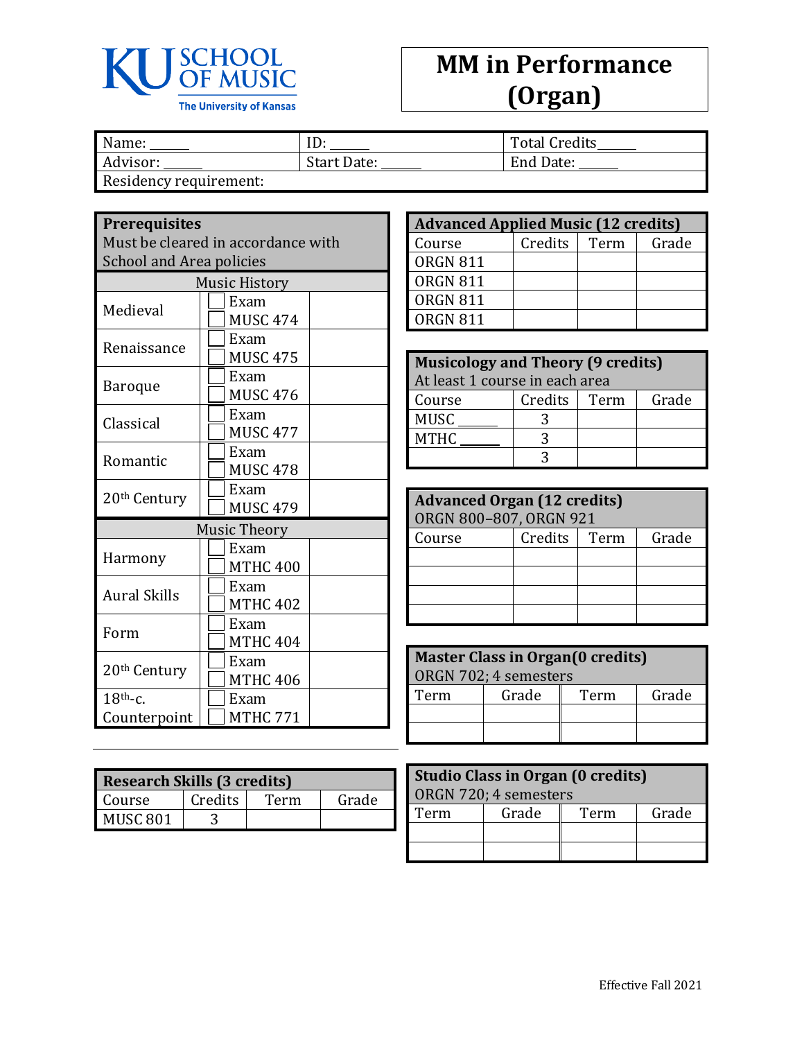KU SCHOOL OF MUSIC
The University of Kansas

# MM in Performance (Organ)

| Name: ______ | ID: ______ | Total Credits______ |
|---|---|---|
| Advisor: ______ | Start Date: ______ | End Date: ______ |
| Residency requirement: | | |

**Prerequisites**
Must be cleared in accordance with School and Area policies

| Music History | | |
|---|---|---|
| Medieval | ☐ Exam<br>☐ MUSC 474 | |
| Renaissance | ☐ Exam<br>☐ MUSC 475 | |
| Baroque | ☐ Exam<br>☐ MUSC 476 | |
| Classical | ☐ Exam<br>☐ MUSC 477 | |
| Romantic | ☐ Exam<br>☐ MUSC 478 | |
| 20th Century | ☐ Exam<br>☐ MUSC 479 | |
| **Music Theory** | | |
| Harmony | ☐ Exam<br>☐ MTHC 400 | |
| Aural Skills | ☐ Exam<br>☐ MTHC 402 | |
| Form | ☐ Exam<br>☐ MTHC 404 | |
| 20th Century | ☐ Exam<br>☐ MTHC 406 | |
| 18th-c. Counterpoint | ☐ Exam<br>☐ MTHC 771 | |

**Research Skills (3 credits)**

| Course | Credits | Term | Grade |
|---|---|---|---|
| MUSC 801 | 3 | | |

**Advanced Applied Music (12 credits)**

| Course | Credits | Term | Grade |
|---|---|---|---|
| ORGN 811 | | | |
| ORGN 811 | | | |
| ORGN 811 | | | |
| ORGN 811 | | | |

**Musicology and Theory (9 credits)**
At least 1 course in each area

| Course | Credits | Term | Grade |
|---|---|---|---|
| MUSC ______ | 3 | | |
| MTHC ______ | 3 | | |
| | 3 | | |

**Advanced Organ (12 credits)**
ORGN 800–807, ORGN 921

| Course | Credits | Term | Grade |
|---|---|---|---|
| | | | |
| | | | |
| | | | |
| | | | |

**Master Class in Organ(0 credits)**
ORGN 702; 4 semesters

| Term | Grade | Term | Grade |
|---|---|---|---|
| | | | |
| | | | |

**Studio Class in Organ (0 credits)**
ORGN 720; 4 semesters

| Term | Grade | Term | Grade |
|---|---|---|---|
| | | | |
| | | | |

Effective Fall 2021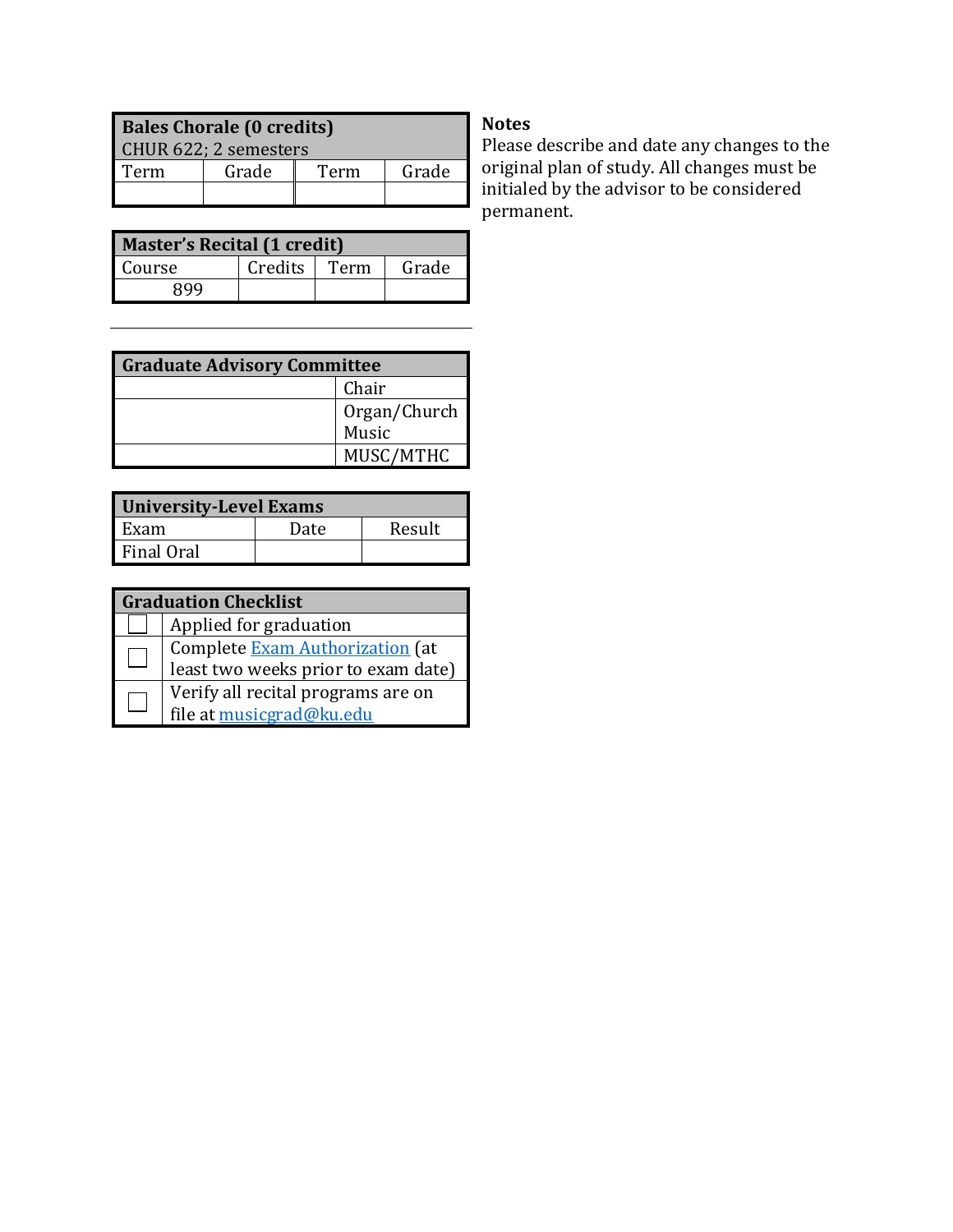| Bales Chorale (0 credits) CHUR 622; 2 semesters | | | |
|---|---|---|---|
| Term | Grade | Term | Grade |
| | | | |

| Master's Recital (1 credit) | | | |
|---|---|---|---|
| Course | Credits | Term | Grade |
| 899 | | | |

---

| Graduate Advisory Committee | |
|---|---|
| | Chair |
| | Organ/Church Music |
| | MUSC/MTHC |

| University-Level Exams | | |
|---|---|---|
| Exam | Date | Result |
| Final Oral | | |

| Graduation Checklist | |
|---|---|
| ☐ | Applied for graduation |
| ☐ | Complete Exam Authorization (at least two weeks prior to exam date) |
| ☐ | Verify all recital programs are on file at musicgrad@ku.edu |

**Notes**

Please describe and date any changes to the original plan of study. All changes must be initialed by the advisor to be considered permanent.